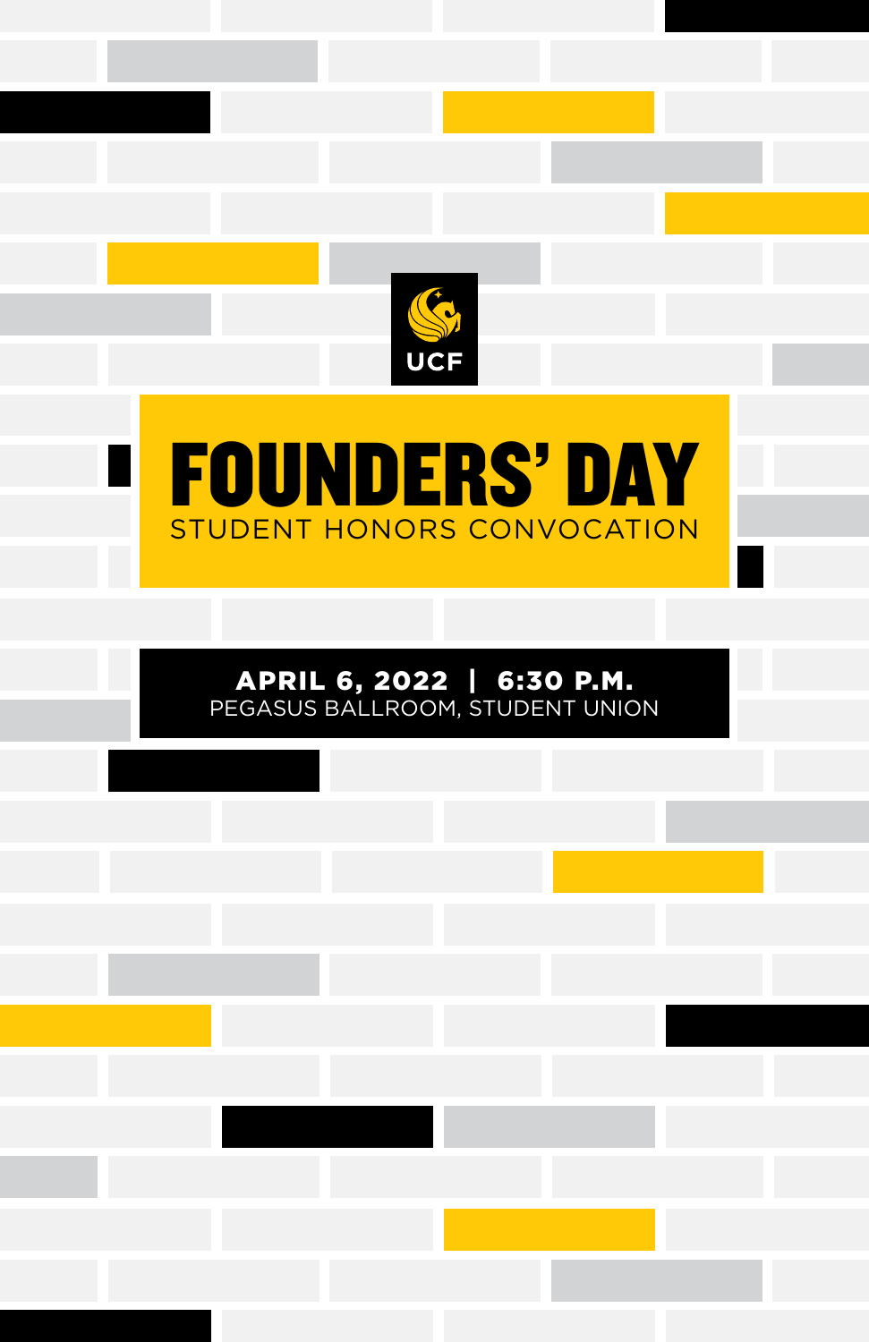UCF

# FOUNDERS' DAY

STUDENT HONORS CONVOCATION

**APRIL 6, 2022 | 6:30 P.M.**

PEGASUS BALLROOM, STUDENT UNION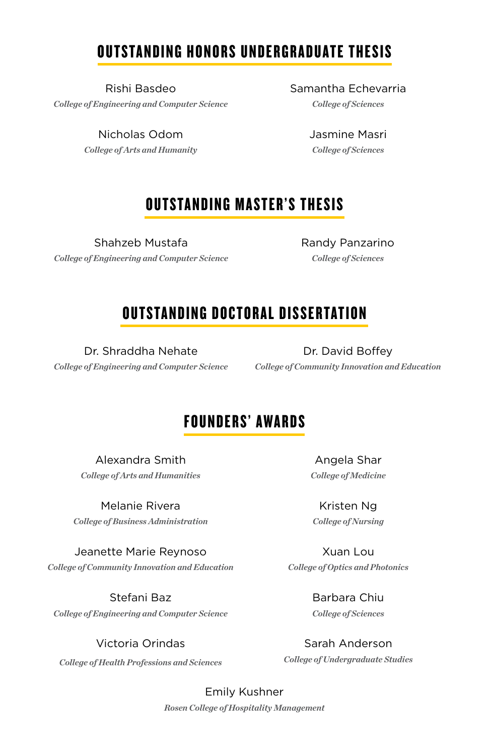## OUTSTANDING HONORS UNDERGRADUATE THESIS

Rishi Basdeo
*College of Engineering and Computer Science*

Samantha Echevarria
*College of Sciences*

Nicholas Odom
*College of Arts and Humanity*

Jasmine Masri
*College of Sciences*

## OUTSTANDING MASTER'S THESIS

Shahzeb Mustafa
*College of Engineering and Computer Science*

Randy Panzarino
*College of Sciences*

## OUTSTANDING DOCTORAL DISSERTATION

Dr. Shraddha Nehate
*College of Engineering and Computer Science*

Dr. David Boffey
*College of Community Innovation and Education*

## FOUNDERS' AWARDS

Alexandra Smith
*College of Arts and Humanities*

Angela Shar
*College of Medicine*

Melanie Rivera
*College of Business Administration*

Kristen Ng
*College of Nursing*

Jeanette Marie Reynoso
*College of Community Innovation and Education*

Xuan Lou
*College of Optics and Photonics*

Stefani Baz
*College of Engineering and Computer Science*

Barbara Chiu
*College of Sciences*

Victoria Orindas
*College of Health Professions and Sciences*

Sarah Anderson
*College of Undergraduate Studies*

Emily Kushner
*Rosen College of Hospitality Management*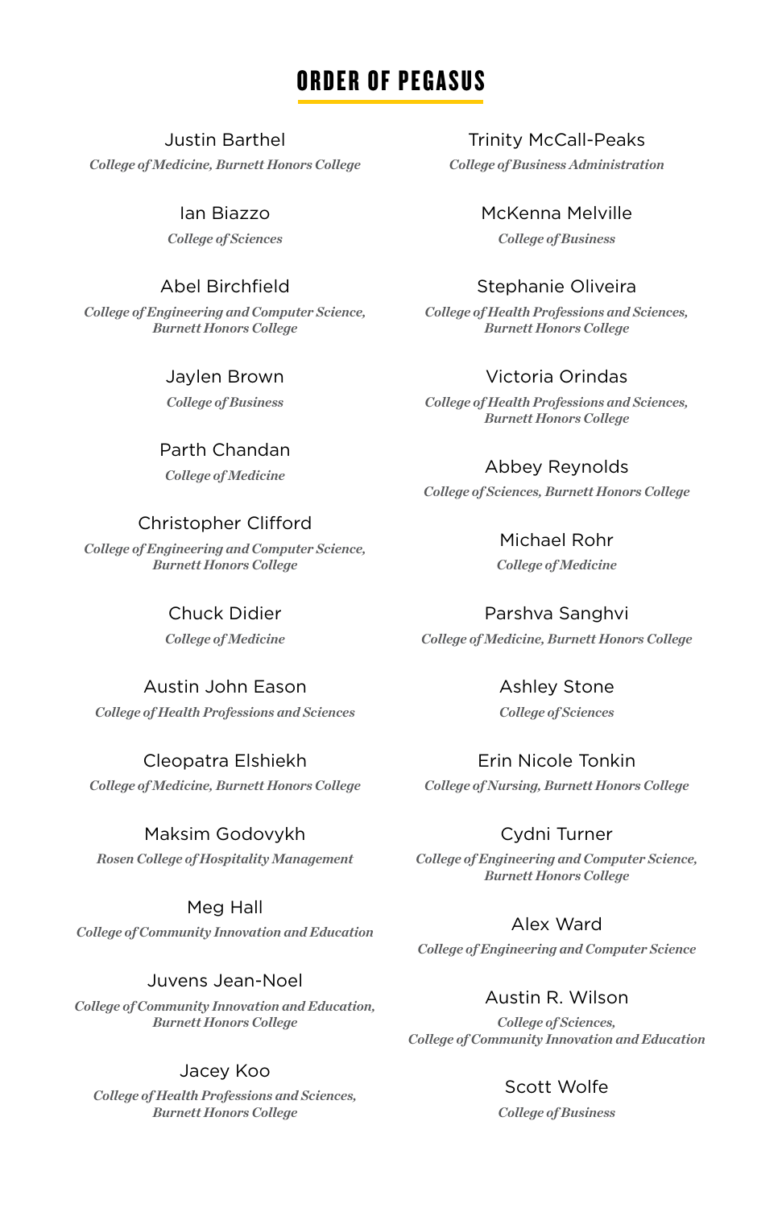# ORDER OF PEGASUS

Justin Barthel
*College of Medicine, Burnett Honors College*

Ian Biazzo
*College of Sciences*

Abel Birchfield
*College of Engineering and Computer Science, Burnett Honors College*

Jaylen Brown
*College of Business*

Parth Chandan
*College of Medicine*

Christopher Clifford
*College of Engineering and Computer Science, Burnett Honors College*

Chuck Didier
*College of Medicine*

Austin John Eason
*College of Health Professions and Sciences*

Cleopatra Elshiekh
*College of Medicine, Burnett Honors College*

Maksim Godovykh
*Rosen College of Hospitality Management*

Meg Hall
*College of Community Innovation and Education*

Juvens Jean-Noel
*College of Community Innovation and Education, Burnett Honors College*

Jacey Koo
*College of Health Professions and Sciences, Burnett Honors College*

Trinity McCall-Peaks
*College of Business Administration*

McKenna Melville
*College of Business*

Stephanie Oliveira
*College of Health Professions and Sciences, Burnett Honors College*

Victoria Orindas
*College of Health Professions and Sciences, Burnett Honors College*

Abbey Reynolds
*College of Sciences, Burnett Honors College*

Michael Rohr
*College of Medicine*

Parshva Sanghvi
*College of Medicine, Burnett Honors College*

Ashley Stone
*College of Sciences*

Erin Nicole Tonkin
*College of Nursing, Burnett Honors College*

Cydni Turner
*College of Engineering and Computer Science, Burnett Honors College*

Alex Ward
*College of Engineering and Computer Science*

Austin R. Wilson
*College of Sciences, College of Community Innovation and Education*

Scott Wolfe
*College of Business*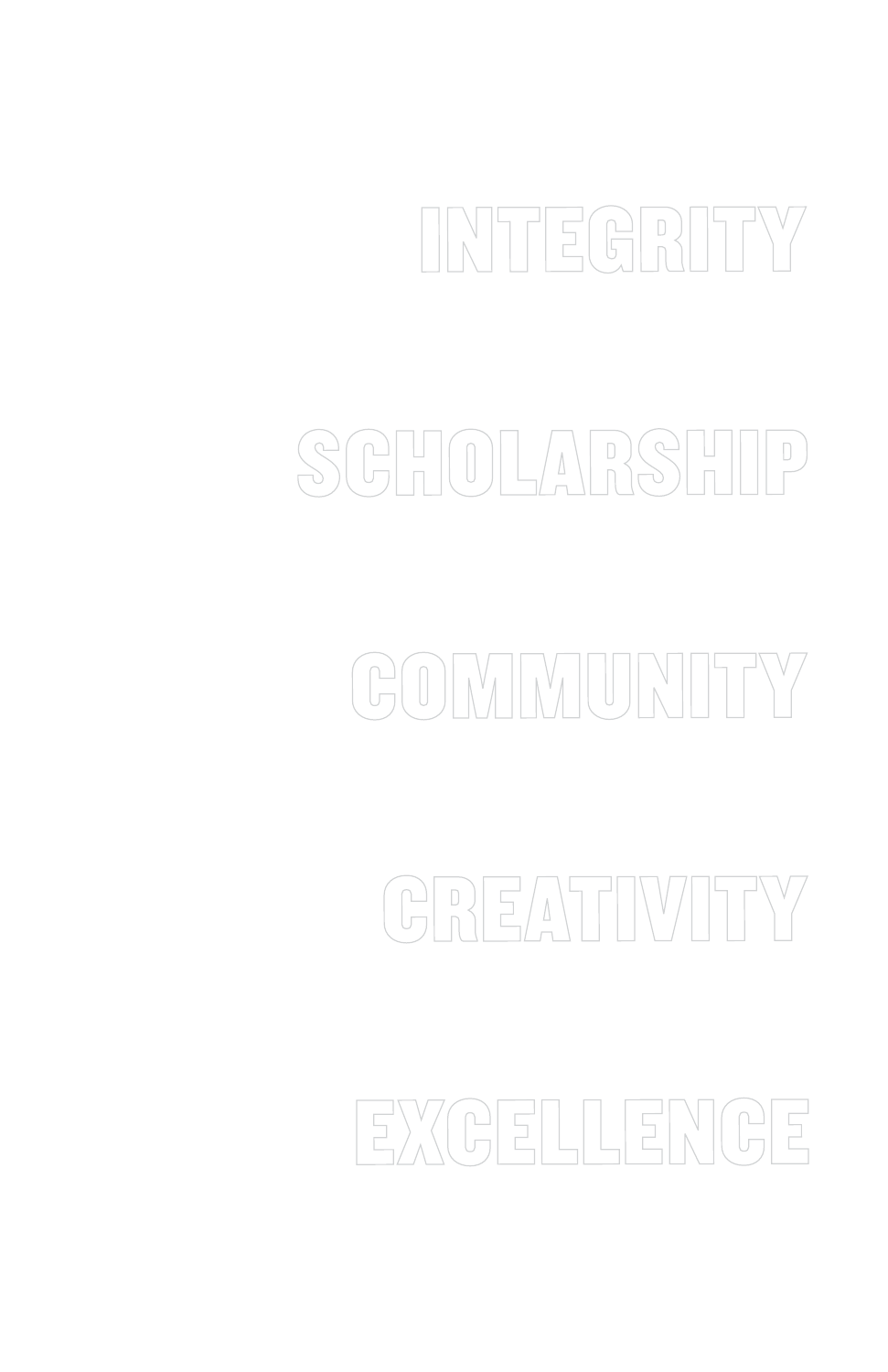INTEGRITY

SCHOLARSHIP

COMMUNITY

CREATIVITY

EXCELLENCE